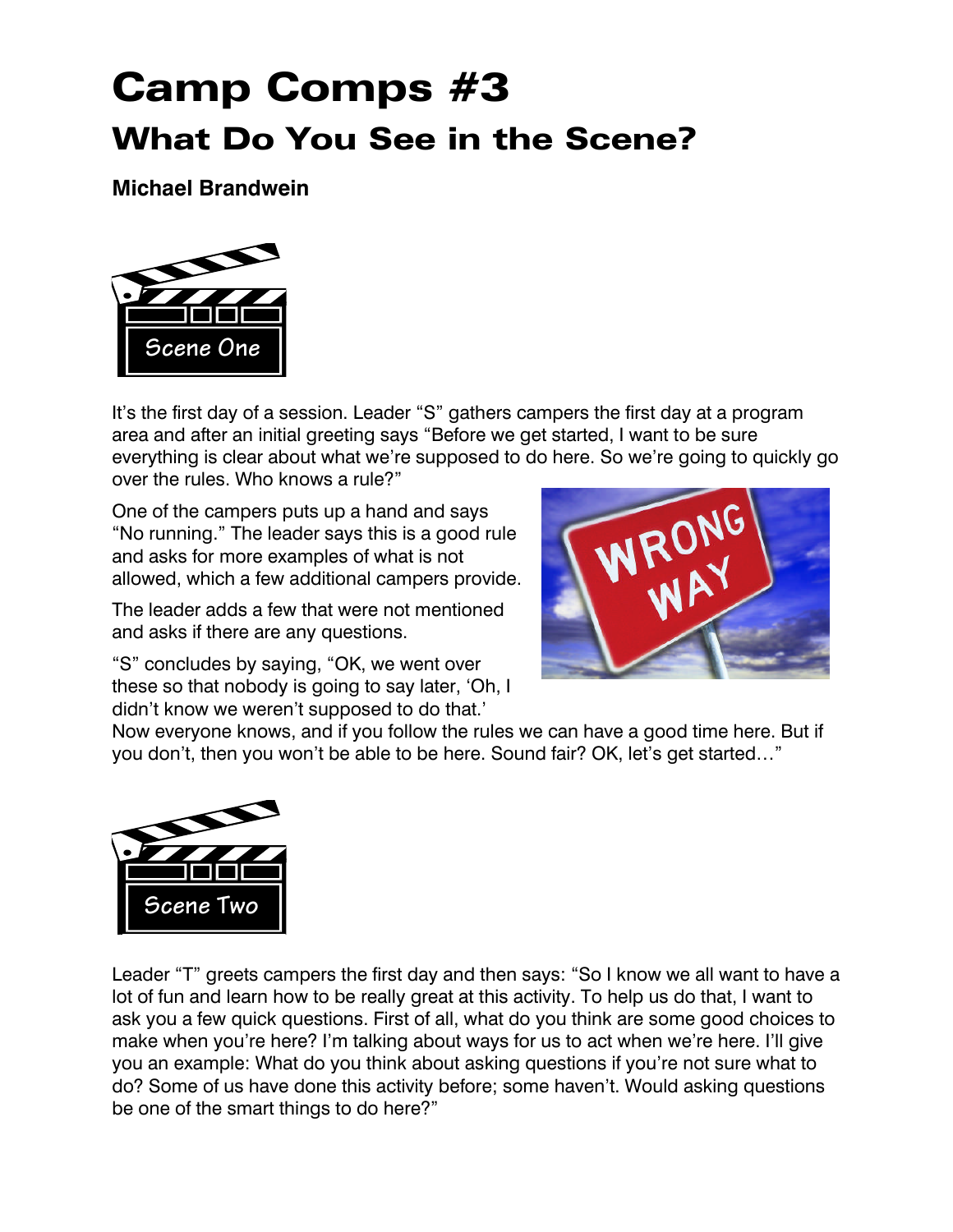# Camp Comps #3

## What Do You See in the Scene?

**Michael Brandwein**

### Scene One

It's the first day of a session. Leader "S" gathers campers the first day at a program area and after an initial greeting says "Before we get started, I want to be sure everything is clear about what we're supposed to do here. So we're going to quickly go over the rules. Who knows a rule?"

One of the campers puts up a hand and says "No running." The leader says this is a good rule and asks for more examples of what is not allowed, which a few additional campers provide.

The leader adds a few that were not mentioned and asks if there are any questions.

"S" concludes by saying, "OK, we went over these so that nobody is going to say later, 'Oh, I didn't know we weren't supposed to do that.' Now everyone knows, and if you follow the rules we can have a good time here. But if you don't, then you won't be able to be here. Sound fair? OK, let's get started…"

### Scene Two

Leader "T" greets campers the first day and then says: "So I know we all want to have a lot of fun and learn how to be really great at this activity. To help us do that, I want to ask you a few quick questions. First of all, what do you think are some good choices to make when you're here? I'm talking about ways for us to act when we're here. I'll give you an example: What do you think about asking questions if you're not sure what to do? Some of us have done this activity before; some haven't. Would asking questions be one of the smart things to do here?"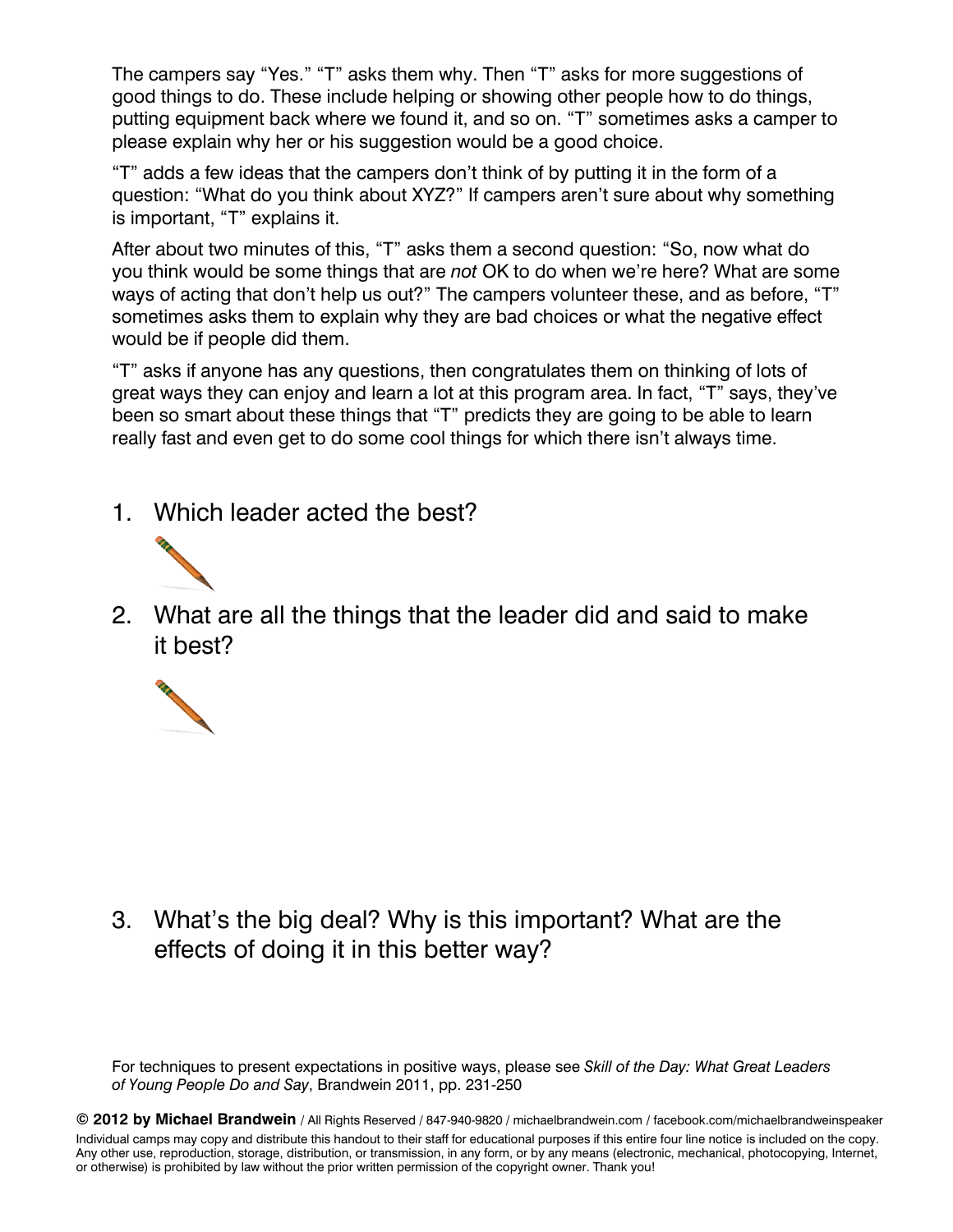The campers say "Yes." "T" asks them why. Then "T" asks for more suggestions of good things to do. These include helping or showing other people how to do things, putting equipment back where we found it, and so on. "T" sometimes asks a camper to please explain why her or his suggestion would be a good choice.

"T" adds a few ideas that the campers don't think of by putting it in the form of a question: "What do you think about XYZ?" If campers aren't sure about why something is important, "T" explains it.

After about two minutes of this, "T" asks them a second question: "So, now what do you think would be some things that are *not* OK to do when we're here? What are some ways of acting that don't help us out?" The campers volunteer these, and as before, "T" sometimes asks them to explain why they are bad choices or what the negative effect would be if people did them.

"T" asks if anyone has any questions, then congratulates them on thinking of lots of great ways they can enjoy and learn a lot at this program area. In fact, "T" says, they've been so smart about these things that "T" predicts they are going to be able to learn really fast and even get to do some cool things for which there isn't always time.

1. Which leader acted the best?

2. What are all the things that the leader did and said to make it best?

3. What's the big deal? Why is this important? What are the effects of doing it in this better way?

For techniques to present expectations in positive ways, please see *Skill of the Day: What Great Leaders of Young People Do and Say*, Brandwein 2011, pp. 231-250

**© 2012 by Michael Brandwein** / All Rights Reserved / 847-940-9820 / michaelbrandwein.com / facebook.com/michaelbrandweinspeaker

Individual camps may copy and distribute this handout to their staff for educational purposes if this entire four line notice is included on the copy. Any other use, reproduction, storage, distribution, or transmission, in any form, or by any means (electronic, mechanical, photocopying, Internet, or otherwise) is prohibited by law without the prior written permission of the copyright owner. Thank you!